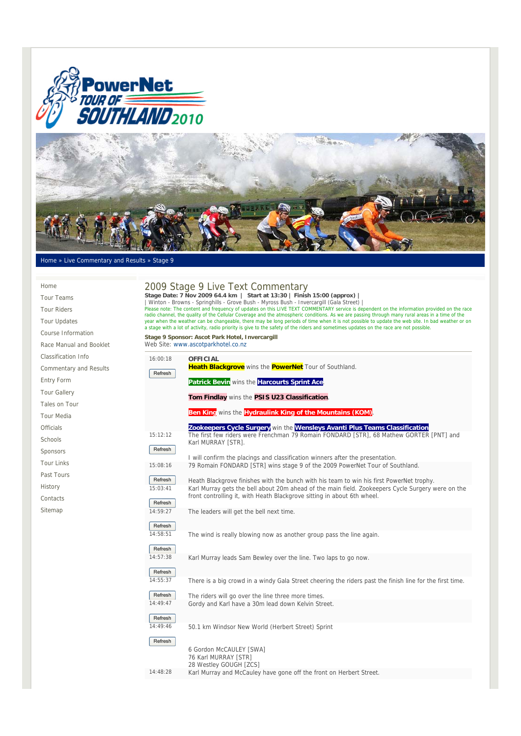Home » Live Commentary and Results » Stage 9

- Home
- Tour Teams
- Tour Riders
- Tour Updates
- Course Information
- Race Manual and Booklet
- Classification Info
- Commentary and Results
- Entry Form
- Tour Gallery
- Tales on Tour
- Tour Media
- Officials
- Schools
- Sponsors
- Tour Links
- Past Tours
- History
- Contacts
- Sitemap

# 2009 Stage 9 Live Text Commentary

**Stage Date: 7 Nov 2009 64.4 km | Start at 13:30 | Finish 15:00 (approx) |**
| Winton - Browns - Springhills - Grove Bush - Myross Bush - Invercargill (Gala Street) |
Please note: The content and frequency of updates on this LIVE TEXT COMMENTARY service is dependent on the information provided on the race radio channel, the quality of the Cellular Coverage and the atmospheric conditions. As we are passing through many rural areas in a time of the year when the weather can be changeable, there may be long periods of time when it is not possible to update the web site. In bad weather or on a stage with a lot of activity, radio priority is give to the safety of the riders and sometimes updates on the race are not possible.

**Stage 9 Sponsor: Ascot Park Hotel, Invercargill**
Web Site: www.ascotparkhotel.co.nz

| Time | Commentary |
|---|---|
| 16:00:18 | **OFFICIAL**<br>**Heath Blackgrove** wins the **PowerNet** Tour of Southland.<br><br>**Patrick Bevin** wins the **Harcourts Sprint Ace**.<br><br>**Tom Findlay** wins the **PSIS U23 Classification**.<br><br>**Ben King** wins the **Hydraulink King of the Mountains (KOM)**.<br><br>**Zookeepers Cycle Surgery** win the **Wensleys Avanti Plus Teams Classification** |
| 15:12:12 | The first few riders were Frenchman 79 Romain FONDARD [STR], 68 Mathew GORTER [PNT] and Karl MURRAY [STR].<br><br>I will confirm the placings and classification winners after the presentation. |
| 15:08:16 | 79 Romain FONDARD [STR] wins stage 9 of the 2009 PowerNet Tour of Southland.<br><br>Heath Blackgrove finishes with the bunch with his team to win his first PowerNet trophy. |
| 15:03:41 | Karl Murray gets the bell about 20m ahead of the main field. Zookeepers Cycle Surgery were on the front controlling it, with Heath Blackgrove sitting in about 6th wheel. |
| 14:59:27 | The leaders will get the bell next time. |
| 14:58:51 | The wind is really blowing now as another group pass the line again. |
| 14:57:38 | Karl Murray leads Sam Bewley over the line. Two laps to go now. |
| 14:55:37 | There is a big crowd in a windy Gala Street cheering the riders past the finish line for the first time.<br><br>The riders will go over the line three more times. |
| 14:49:47 | Gordy and Karl have a 30m lead down Kelvin Street. |
| 14:49:46 | 50.1 km Windsor New World (Herbert Street) Sprint<br><br>6 Gordon McCAULEY [SWA]<br>76 Karl MURRAY [STR]<br>28 Westley GOUGH [ZCS] |
| 14:48:28 | Karl Murray and McCauley have gone off the front on Herbert Street. |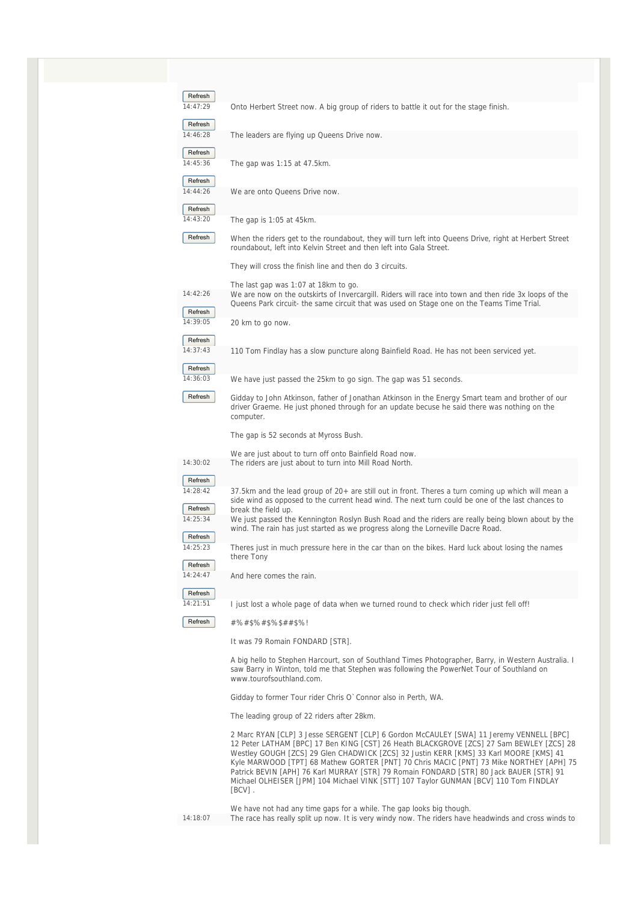14:47:29 Onto Herbert Street now. A big group of riders to battle it out for the stage finish.

14:46:28 The leaders are flying up Queens Drive now.

14:45:36 The gap was 1:15 at 47.5km.

14:44:26 We are onto Queens Drive now.

14:43:20 The gap is 1:05 at 45km.

When the riders get to the roundabout, they will turn left into Queens Drive, right at Herbert Street roundabout, left into Kelvin Street and then left into Gala Street.

They will cross the finish line and then do 3 circuits.

The last gap was 1:07 at 18km to go.

14:42:26 We are now on the outskirts of Invercargill. Riders will race into town and then ride 3x loops of the Queens Park circuit- the same circuit that was used on Stage one on the Teams Time Trial.

14:39:05 20 km to go now.

14:37:43 110 Tom Findlay has a slow puncture along Bainfield Road. He has not been serviced yet.

14:36:03 We have just passed the 25km to go sign. The gap was 51 seconds.

Gidday to John Atkinson, father of Jonathan Atkinson in the Energy Smart team and brother of our driver Graeme. He just phoned through for an update becuse he said there was nothing on the computer.

The gap is 52 seconds at Myross Bush.

We are just about to turn off onto Bainfield Road now.

14:30:02 The riders are just about to turn into Mill Road North.

14:28:42 37.5km and the lead group of 20+ are still out in front. Theres a turn coming up which will mean a side wind as opposed to the current head wind. The next turn could be one of the last chances to break the field up.

14:25:34 We just passed the Kennington Roslyn Bush Road and the riders are really being blown about by the wind. The rain has just started as we progress along the Lorneville Dacre Road.

14:25:23 Theres just in much pressure here in the car than on the bikes. Hard luck about losing the names there Tony

14:24:47 And here comes the rain.

14:21:51 I just lost a whole page of data when we turned round to check which rider just fell off!

#%#$%#$%$##$%!

It was 79 Romain FONDARD [STR].

A big hello to Stephen Harcourt, son of Southland Times Photographer, Barry, in Western Australia. I saw Barry in Winton, told me that Stephen was following the PowerNet Tour of Southland on www.tourofsouthland.com.

Gidday to former Tour rider Chris O`Connor also in Perth, WA.

The leading group of 22 riders after 28km.

2 Marc RYAN [CLP] 3 Jesse SERGENT [CLP] 6 Gordon McCAULEY [SWA] 11 Jeremy VENNELL [BPC] 12 Peter LATHAM [BPC] 17 Ben KING [CST] 26 Heath BLACKGROVE [ZCS] 27 Sam BEWLEY [ZCS] 28 Westley GOUGH [ZCS] 29 Glen CHADWICK [ZCS] 32 Justin KERR [KMS] 33 Karl MOORE [KMS] 41 Kyle MARWOOD [TPT] 68 Mathew GORTER [PNT] 70 Chris MACIC [PNT] 73 Mike NORTHEY [APH] 75 Patrick BEVIN [APH] 76 Karl MURRAY [STR] 79 Romain FONDARD [STR] 80 Jack BAUER [STR] 91 Michael OLHEISER [JPM] 104 Michael VINK [STT] 107 Taylor GUNMAN [BCV] 110 Tom FINDLAY [BCV] .

We have not had any time gaps for a while. The gap looks big though.

14:18:07 The race has really split up now. It is very windy now. The riders have headwinds and cross winds to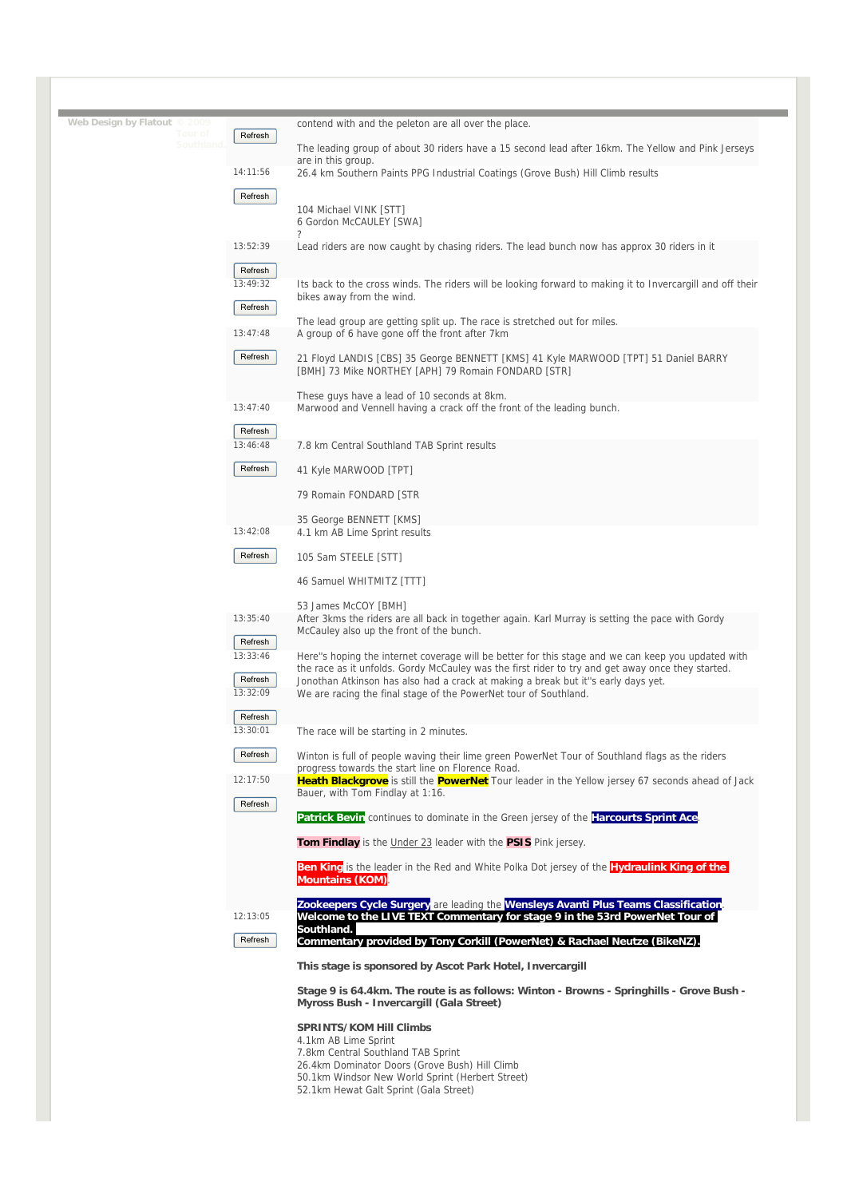contend with and the peloton are all over the place.

The leading group of about 30 riders have a 15 second lead after 16km. The Yellow and Pink Jerseys are in this group.

14:11:56

26.4 km Southern Paints PPG Industrial Coatings (Grove Bush) Hill Climb results

104 Michael VINK [STT]
6 Gordon McCAULEY [SWA]
?

13:52:39

Lead riders are now caught by chasing riders. The lead bunch now has approx 30 riders in it

13:49:32

Its back to the cross winds. The riders will be looking forward to making it to Invercargill and off their bikes away from the wind.

The lead group are getting split up. The race is stretched out for miles.

13:47:48

A group of 6 have gone off the front after 7km

21 Floyd LANDIS [CBS] 35 George BENNETT [KMS] 41 Kyle MARWOOD [TPT] 51 Daniel BARRY [BMH] 73 Mike NORTHEY [APH] 79 Romain FONDARD [STR]

These guys have a lead of 10 seconds at 8km.

13:47:40

Marwood and Vennell having a crack off the front of the leading bunch.

13:46:48

7.8 km Central Southland TAB Sprint results

41 Kyle MARWOOD [TPT]

79 Romain FONDARD [STR

35 George BENNETT [KMS]

13:42:08

4.1 km AB Lime Sprint results

105 Sam STEELE [STT]

46 Samuel WHITMITZ [TTT]

53 James McCOY [BMH]

13:35:40

After 3kms the riders are all back in together again. Karl Murray is setting the pace with Gordy McCauley also up the front of the bunch.

13:33:46

Here''s hoping the internet coverage will be better for this stage and we can keep you updated with the race as it unfolds. Gordy McCauley was the first rider to try and get away once they started. Jonothan Atkinson has also had a crack at making a break but it''s early days yet.

13:32:09

We are racing the final stage of the PowerNet tour of Southland.

13:30:01

The race will be starting in 2 minutes.

Winton is full of people waving their lime green PowerNet Tour of Southland flags as the riders progress towards the start line on Florence Road.

12:17:50

**Heath Blackgrove** is still the **PowerNet** Tour leader in the Yellow jersey 67 seconds ahead of Jack Bauer, with Tom Findlay at 1:16.

**Patrick Bevin** continues to dominate in the Green jersey of the **Harcourts Sprint Ace**.

**Tom Findlay** is the Under 23 leader with the **PSIS** Pink jersey.

**Ben King** is the leader in the Red and White Polka Dot jersey of the **Hydraulink King of the Mountains (KOM)**.

**Zookeepers Cycle Surgery** are leading the **Wensleys Avanti Plus Teams Classification**

12:13:05

**Welcome to the LIVE TEXT Commentary for stage 9 in the 53rd PowerNet Tour of Southland.**
**Commentary provided by Tony Corkill (PowerNet) & Rachael Neutze (BikeNZ).**

**This stage is sponsored by Ascot Park Hotel, Invercargill**

**Stage 9 is 64.4km. The route is as follows: Winton - Browns - Springhills - Grove Bush - Myross Bush - Invercargill (Gala Street)**

**SPRINTS/KOM Hill Climbs**
4.1km AB Lime Sprint
7.8km Central Southland TAB Sprint
26.4km Dominator Doors (Grove Bush) Hill Climb
50.1km Windsor New World Sprint (Herbert Street)
52.1km Hewat Galt Sprint (Gala Street)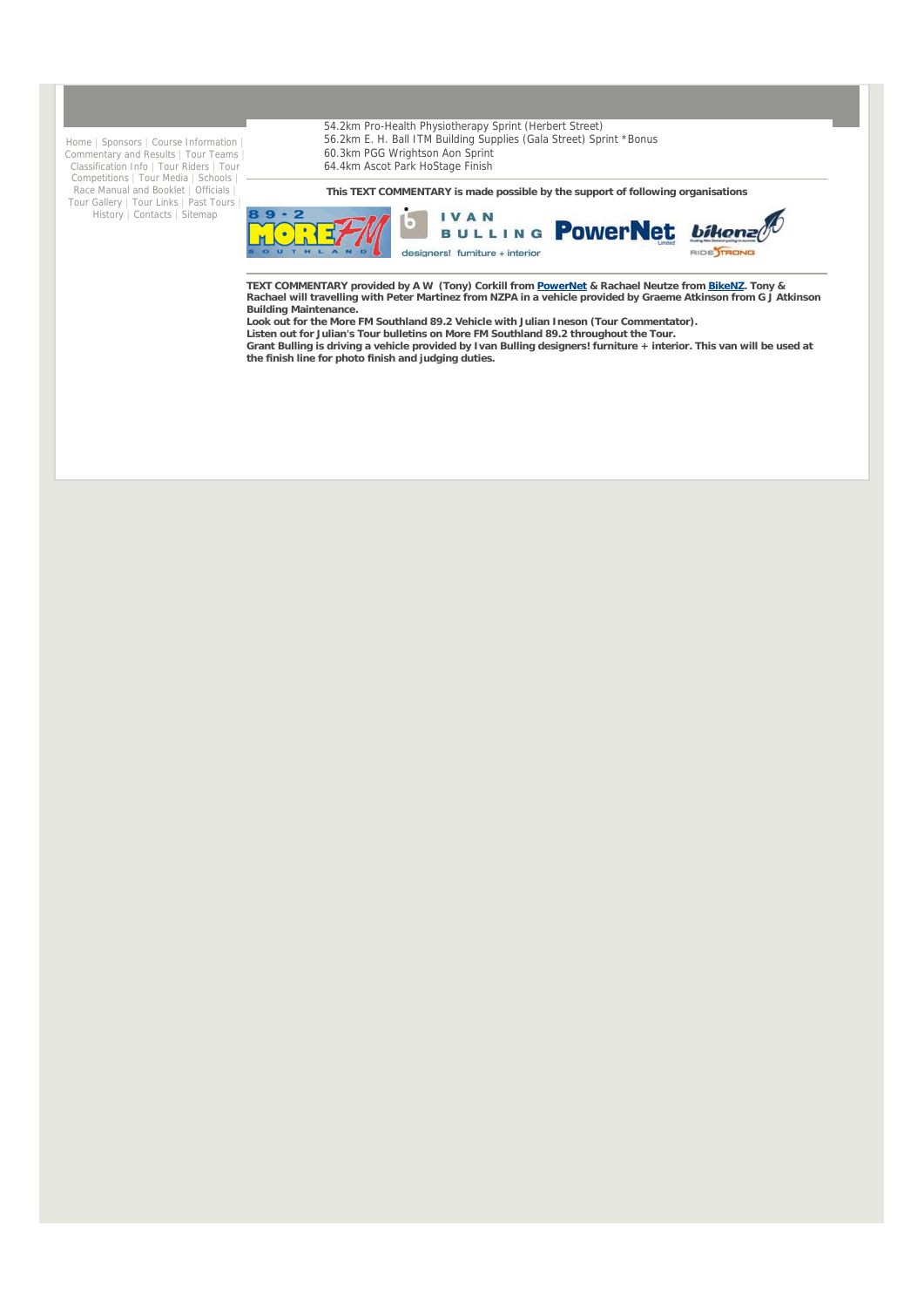Home | Sponsors | Course Information | Commentary and Results | Tour Teams | Classification Info | Tour Riders | Tour Competitions | Tour Media | Schools | Race Manual and Booklet | Officials | Tour Gallery | Tour Links | Past Tours | History | Contacts | Sitemap

54.2km Pro-Health Physiotherapy Sprint (Herbert Street)
56.2km E. H. Ball ITM Building Supplies (Gala Street) Sprint *Bonus
60.3km PGG Wrightson Aon Sprint
64.4km Ascot Park HoStage Finish

---

**This TEXT COMMENTARY is made possible by the support of following organisations**

89·2 MORE FM SOUTHLAND | IVAN BULLING designers! furniture + interior | PowerNet Limited | bikenz RIDE STRONG

---

**TEXT COMMENTARY provided by A W (Tony) Corkill from PowerNet & Rachael Neutze from BikeNZ. Tony & Rachael will travelling with Peter Martinez from NZPA in a vehicle provided by Graeme Atkinson from G J Atkinson Building Maintenance.**
**Look out for the More FM Southland 89.2 Vehicle with Julian Ineson (Tour Commentator).**
**Listen out for Julian's Tour bulletins on More FM Southland 89.2 throughout the Tour.**
**Grant Bulling is driving a vehicle provided by Ivan Bulling designers! furniture + interior. This van will be used at the finish line for photo finish and judging duties.**